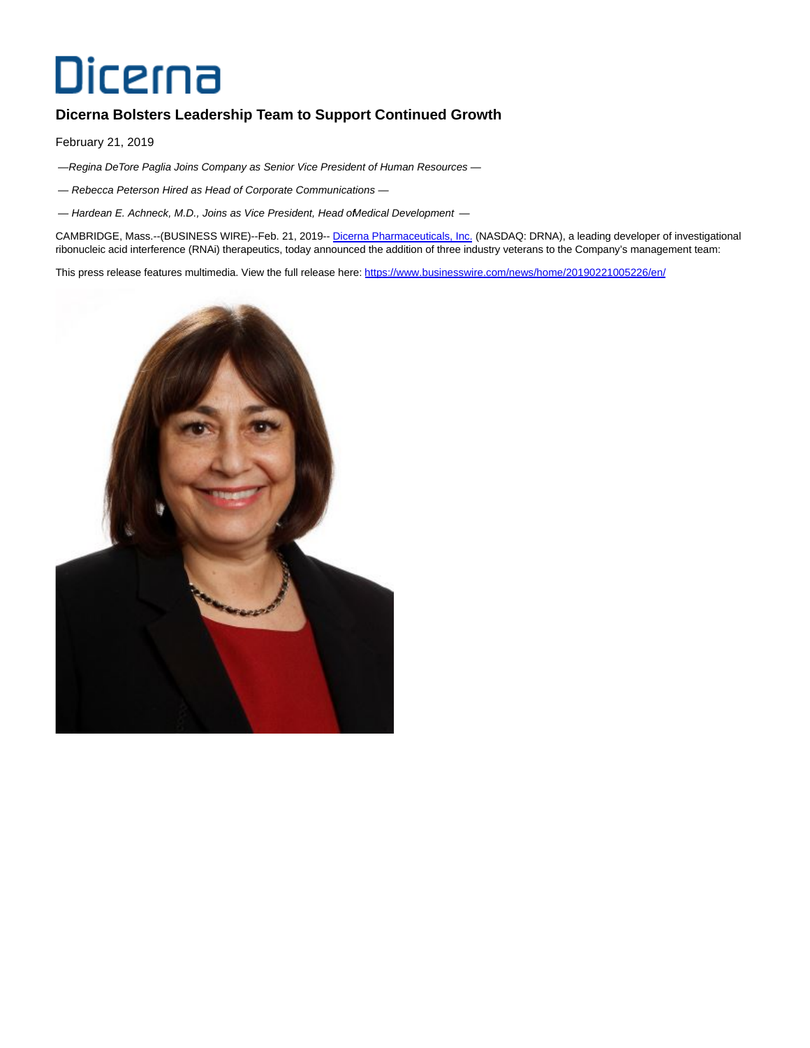# Dicerna

## Dicerna Bolsters Leadership Team to Support Continued Growth

February 21, 2019

*—Regina DeTore Paglia Joins Company as Senior Vice President of Human Resources —*

*— Rebecca Peterson Hired as Head of Corporate Communications —*

*— Hardean E. Achneck, M.D., Joins as Vice President, Head of Medical Development —*

CAMBRIDGE, Mass.--(BUSINESS WIRE)--Feb. 21, 2019-- [Dicerna Pharmaceuticals, Inc.](https://www.businesswire.com/news/home/20190221005226/en/) (NASDAQ: DRNA), a leading developer of investigational ribonucleic acid interference (RNAi) therapeutics, today announced the addition of three industry veterans to the Company's management team:

This press release features multimedia. View the full release here: [https://www.businesswire.com/news/home/20190221005226/en/](https://www.businesswire.com/news/home/20190221005226/en/)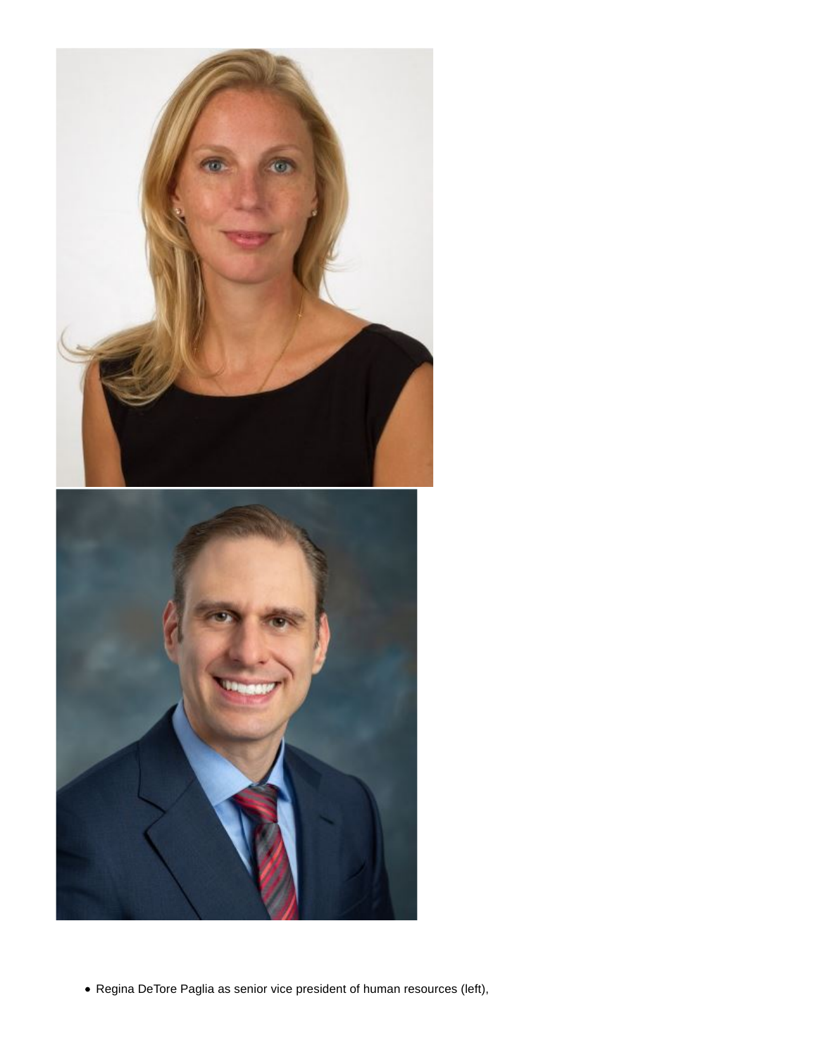- Regina DeTore Paglia as senior vice president of human resources (left),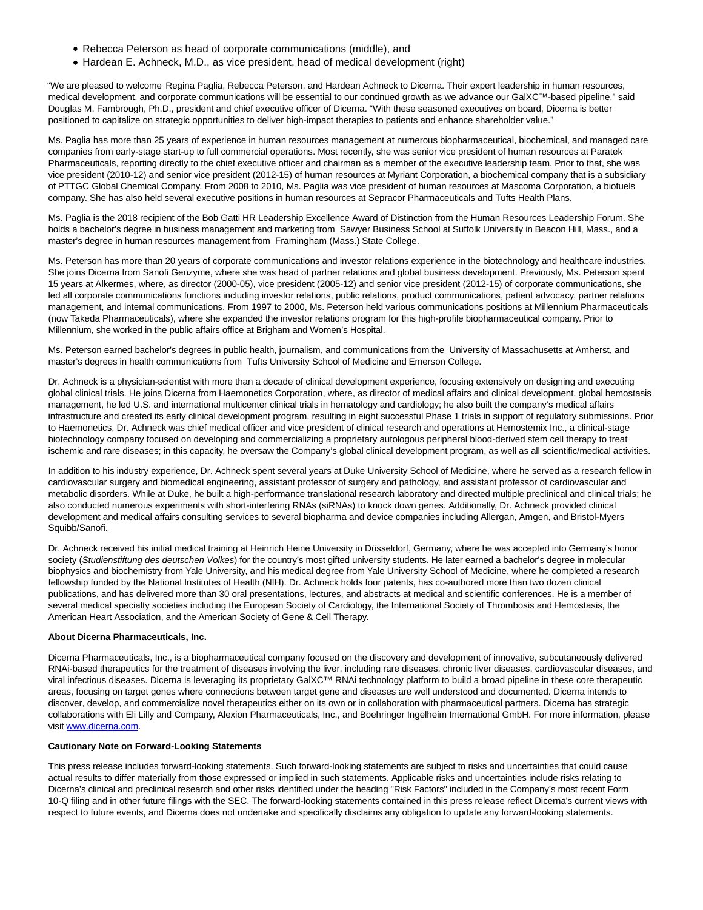- Rebecca Peterson as head of corporate communications (middle), and
- Hardean E. Achneck, M.D., as vice president, head of medical development (right)

"We are pleased to welcome Regina Paglia, Rebecca Peterson, and Hardean Achneck to Dicerna. Their expert leadership in human resources, medical development, and corporate communications will be essential to our continued growth as we advance our GalXC™-based pipeline," said Douglas M. Fambrough, Ph.D., president and chief executive officer of Dicerna. "With these seasoned executives on board, Dicerna is better positioned to capitalize on strategic opportunities to deliver high-impact therapies to patients and enhance shareholder value."

Ms. Paglia has more than 25 years of experience in human resources management at numerous biopharmaceutical, biochemical, and managed care companies from early-stage start-up to full commercial operations. Most recently, she was senior vice president of human resources at Paratek Pharmaceuticals, reporting directly to the chief executive officer and chairman as a member of the executive leadership team. Prior to that, she was vice president (2010-12) and senior vice president (2012-15) of human resources at Myriant Corporation, a biochemical company that is a subsidiary of PTTGC Global Chemical Company. From 2008 to 2010, Ms. Paglia was vice president of human resources at Mascoma Corporation, a biofuels company. She has also held several executive positions in human resources at Sepracor Pharmaceuticals and Tufts Health Plans.

Ms. Paglia is the 2018 recipient of the Bob Gatti HR Leadership Excellence Award of Distinction from the Human Resources Leadership Forum. She holds a bachelor's degree in business management and marketing from Sawyer Business School at Suffolk University in Beacon Hill, Mass., and a master's degree in human resources management from Framingham (Mass.) State College.

Ms. Peterson has more than 20 years of corporate communications and investor relations experience in the biotechnology and healthcare industries. She joins Dicerna from Sanofi Genzyme, where she was head of partner relations and global business development. Previously, Ms. Peterson spent 15 years at Alkermes, where, as director (2000-05), vice president (2005-12) and senior vice president (2012-15) of corporate communications, she led all corporate communications functions including investor relations, public relations, product communications, patient advocacy, partner relations management, and internal communications. From 1997 to 2000, Ms. Peterson held various communications positions at Millennium Pharmaceuticals (now Takeda Pharmaceuticals), where she expanded the investor relations program for this high-profile biopharmaceutical company. Prior to Millennium, she worked in the public affairs office at Brigham and Women's Hospital.

Ms. Peterson earned bachelor's degrees in public health, journalism, and communications from the University of Massachusetts at Amherst, and master's degrees in health communications from Tufts University School of Medicine and Emerson College.

Dr. Achneck is a physician-scientist with more than a decade of clinical development experience, focusing extensively on designing and executing global clinical trials. He joins Dicerna from Haemonetics Corporation, where, as director of medical affairs and clinical development, global hemostasis management, he led U.S. and international multicenter clinical trials in hematology and cardiology; he also built the company's medical affairs infrastructure and created its early clinical development program, resulting in eight successful Phase 1 trials in support of regulatory submissions. Prior to Haemonetics, Dr. Achneck was chief medical officer and vice president of clinical research and operations at Hemostemix Inc., a clinical-stage biotechnology company focused on developing and commercializing a proprietary autologous peripheral blood-derived stem cell therapy to treat ischemic and rare diseases; in this capacity, he oversaw the Company's global clinical development program, as well as all scientific/medical activities.

In addition to his industry experience, Dr. Achneck spent several years at Duke University School of Medicine, where he served as a research fellow in cardiovascular surgery and biomedical engineering, assistant professor of surgery and pathology, and assistant professor of cardiovascular and metabolic disorders. While at Duke, he built a high-performance translational research laboratory and directed multiple preclinical and clinical trials; he also conducted numerous experiments with short-interfering RNAs (siRNAs) to knock down genes. Additionally, Dr. Achneck provided clinical development and medical affairs consulting services to several biopharma and device companies including Allergan, Amgen, and Bristol-Myers Squibb/Sanofi.

Dr. Achneck received his initial medical training at Heinrich Heine University in Düsseldorf, Germany, where he was accepted into Germany's honor society (*Studienstiftung des deutschen Volkes*) for the country's most gifted university students. He later earned a bachelor's degree in molecular biophysics and biochemistry from Yale University, and his medical degree from Yale University School of Medicine, where he completed a research fellowship funded by the National Institutes of Health (NIH). Dr. Achneck holds four patents, has co-authored more than two dozen clinical publications, and has delivered more than 30 oral presentations, lectures, and abstracts at medical and scientific conferences. He is a member of several medical specialty societies including the European Society of Cardiology, the International Society of Thrombosis and Hemostasis, the American Heart Association, and the American Society of Gene & Cell Therapy.

**About Dicerna Pharmaceuticals, Inc.**

Dicerna Pharmaceuticals, Inc., is a biopharmaceutical company focused on the discovery and development of innovative, subcutaneously delivered RNAi-based therapeutics for the treatment of diseases involving the liver, including rare diseases, chronic liver diseases, cardiovascular diseases, and viral infectious diseases. Dicerna is leveraging its proprietary GalXC™ RNAi technology platform to build a broad pipeline in these core therapeutic areas, focusing on target genes where connections between target gene and diseases are well understood and documented. Dicerna intends to discover, develop, and commercialize novel therapeutics either on its own or in collaboration with pharmaceutical partners. Dicerna has strategic collaborations with Eli Lilly and Company, Alexion Pharmaceuticals, Inc., and Boehringer Ingelheim International GmbH. For more information, please visit [www.dicerna.com](www.dicerna.com).

**Cautionary Note on Forward-Looking Statements**

This press release includes forward-looking statements. Such forward-looking statements are subject to risks and uncertainties that could cause actual results to differ materially from those expressed or implied in such statements. Applicable risks and uncertainties include risks relating to Dicerna's clinical and preclinical research and other risks identified under the heading "Risk Factors" included in the Company's most recent Form 10-Q filing and in other future filings with the SEC. The forward-looking statements contained in this press release reflect Dicerna's current views with respect to future events, and Dicerna does not undertake and specifically disclaims any obligation to update any forward-looking statements.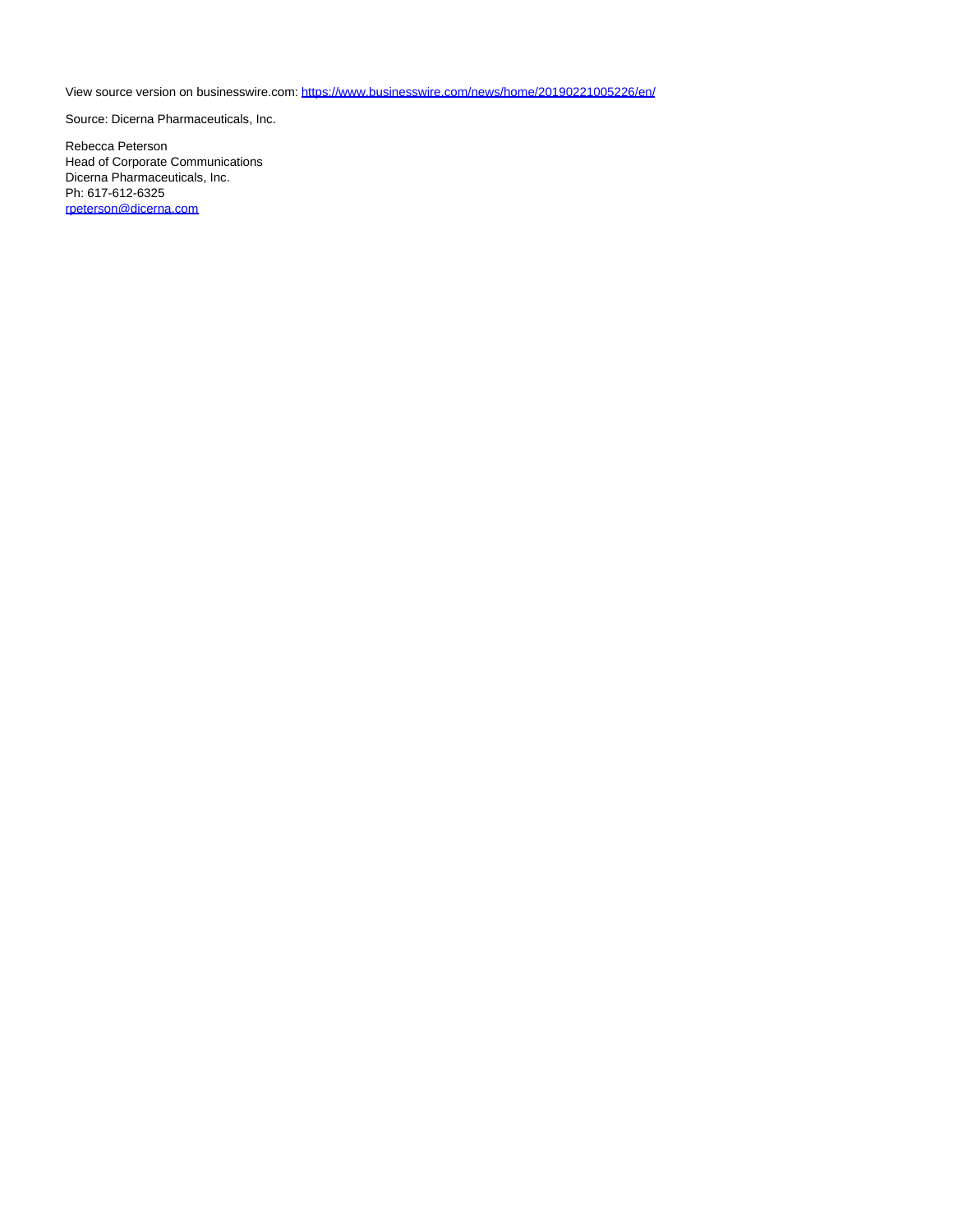View source version on businesswire.com: https://www.businesswire.com/news/home/20190221005226/en/

Source: Dicerna Pharmaceuticals, Inc.

Rebecca Peterson  
Head of Corporate Communications  
Dicerna Pharmaceuticals, Inc.  
Ph: 617-612-6325  
rpeterson@dicerna.com